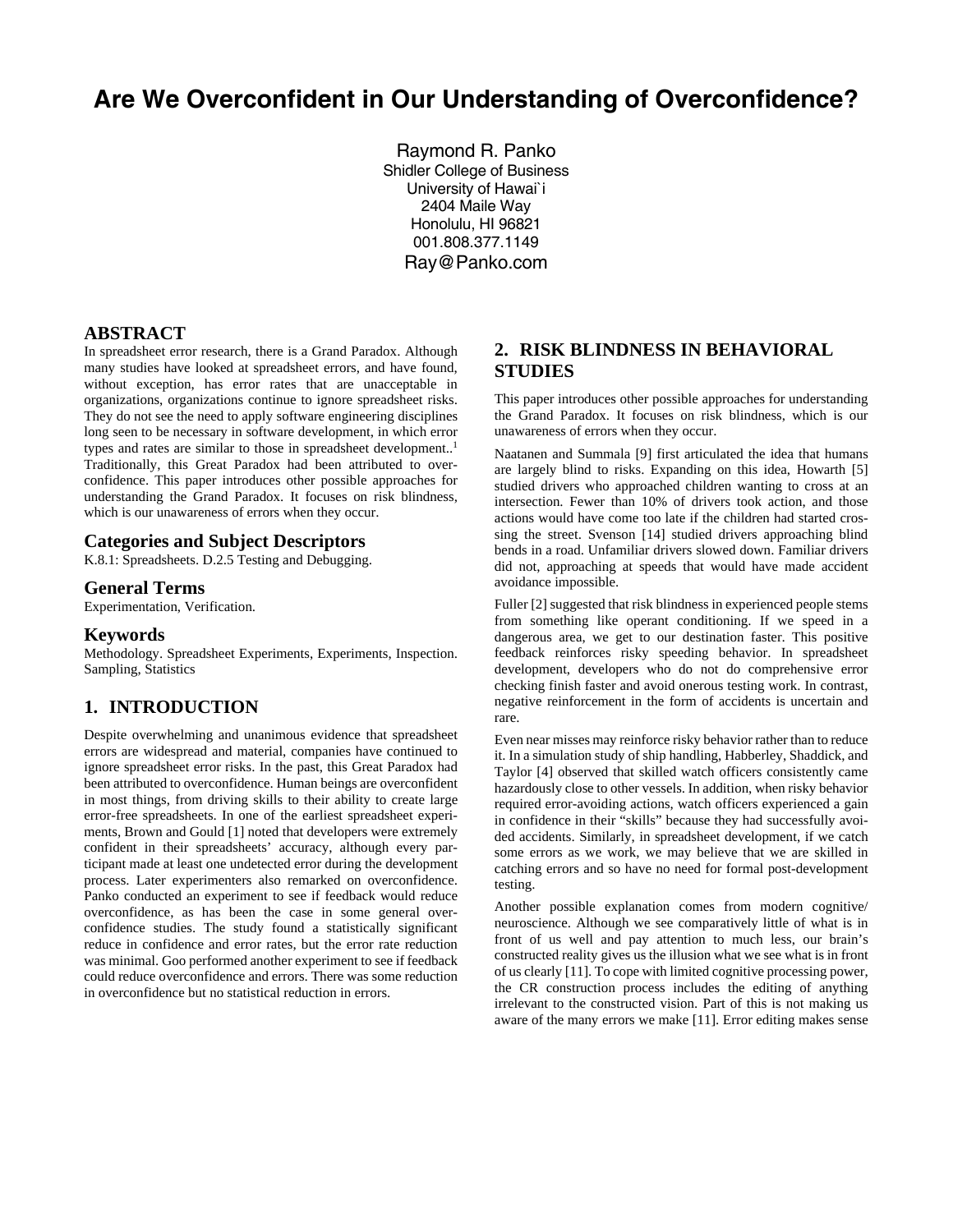# Are We Overconfident in Our Understanding of Overconfidence?

Raymond R. Panko
Shidler College of Business
University of Hawai`i
2404 Maile Way
Honolulu, HI 96821
001.808.377.1149
Ray@Panko.com

## ABSTRACT

In spreadsheet error research, there is a Grand Paradox. Although many studies have looked at spreadsheet errors, and have found, without exception, has error rates that are unacceptable in organizations, organizations continue to ignore spreadsheet risks. They do not see the need to apply software engineering disciplines long seen to be necessary in software development, in which error types and rates are similar to those in spreadsheet development..[1] Traditionally, this Great Paradox had been attributed to overconfidence. This paper introduces other possible approaches for understanding the Grand Paradox. It focuses on risk blindness, which is our unawareness of errors when they occur.

### Categories and Subject Descriptors

K.8.1: Spreadsheets. D.2.5 Testing and Debugging.

### General Terms

Experimentation, Verification.

### Keywords

Methodology. Spreadsheet Experiments, Experiments, Inspection. Sampling, Statistics

## 1. INTRODUCTION

Despite overwhelming and unanimous evidence that spreadsheet errors are widespread and material, companies have continued to ignore spreadsheet error risks. In the past, this Great Paradox had been attributed to overconfidence. Human beings are overconfident in most things, from driving skills to their ability to create large error-free spreadsheets. In one of the earliest spreadsheet experiments, Brown and Gould [1] noted that developers were extremely confident in their spreadsheets' accuracy, although every participant made at least one undetected error during the development process. Later experimenters also remarked on overconfidence. Panko conducted an experiment to see if feedback would reduce overconfidence, as has been the case in some general overconfidence studies. The study found a statistically significant reduce in confidence and error rates, but the error rate reduction was minimal. Goo performed another experiment to see if feedback could reduce overconfidence and errors. There was some reduction in overconfidence but no statistical reduction in errors.

## 2. RISK BLINDNESS IN BEHAVIORAL STUDIES

This paper introduces other possible approaches for understanding the Grand Paradox. It focuses on risk blindness, which is our unawareness of errors when they occur.

Naatanen and Summala [9] first articulated the idea that humans are largely blind to risks. Expanding on this idea, Howarth [5] studied drivers who approached children wanting to cross at an intersection. Fewer than 10% of drivers took action, and those actions would have come too late if the children had started crossing the street. Svenson [14] studied drivers approaching blind bends in a road. Unfamiliar drivers slowed down. Familiar drivers did not, approaching at speeds that would have made accident avoidance impossible.

Fuller [2] suggested that risk blindness in experienced people stems from something like operant conditioning. If we speed in a dangerous area, we get to our destination faster. This positive feedback reinforces risky speeding behavior. In spreadsheet development, developers who do not do comprehensive error checking finish faster and avoid onerous testing work. In contrast, negative reinforcement in the form of accidents is uncertain and rare.

Even near misses may reinforce risky behavior rather than to reduce it. In a simulation study of ship handling, Habberley, Shaddick, and Taylor [4] observed that skilled watch officers consistently came hazardously close to other vessels. In addition, when risky behavior required error-avoiding actions, watch officers experienced a gain in confidence in their "skills" because they had successfully avoided accidents. Similarly, in spreadsheet development, if we catch some errors as we work, we may believe that we are skilled in catching errors and so have no need for formal post-development testing.

Another possible explanation comes from modern cognitive/neuroscience. Although we see comparatively little of what is in front of us well and pay attention to much less, our brain's constructed reality gives us the illusion what we see what is in front of us clearly [11]. To cope with limited cognitive processing power, the CR construction process includes the editing of anything irrelevant to the constructed vision. Part of this is not making us aware of the many errors we make [11]. Error editing makes sense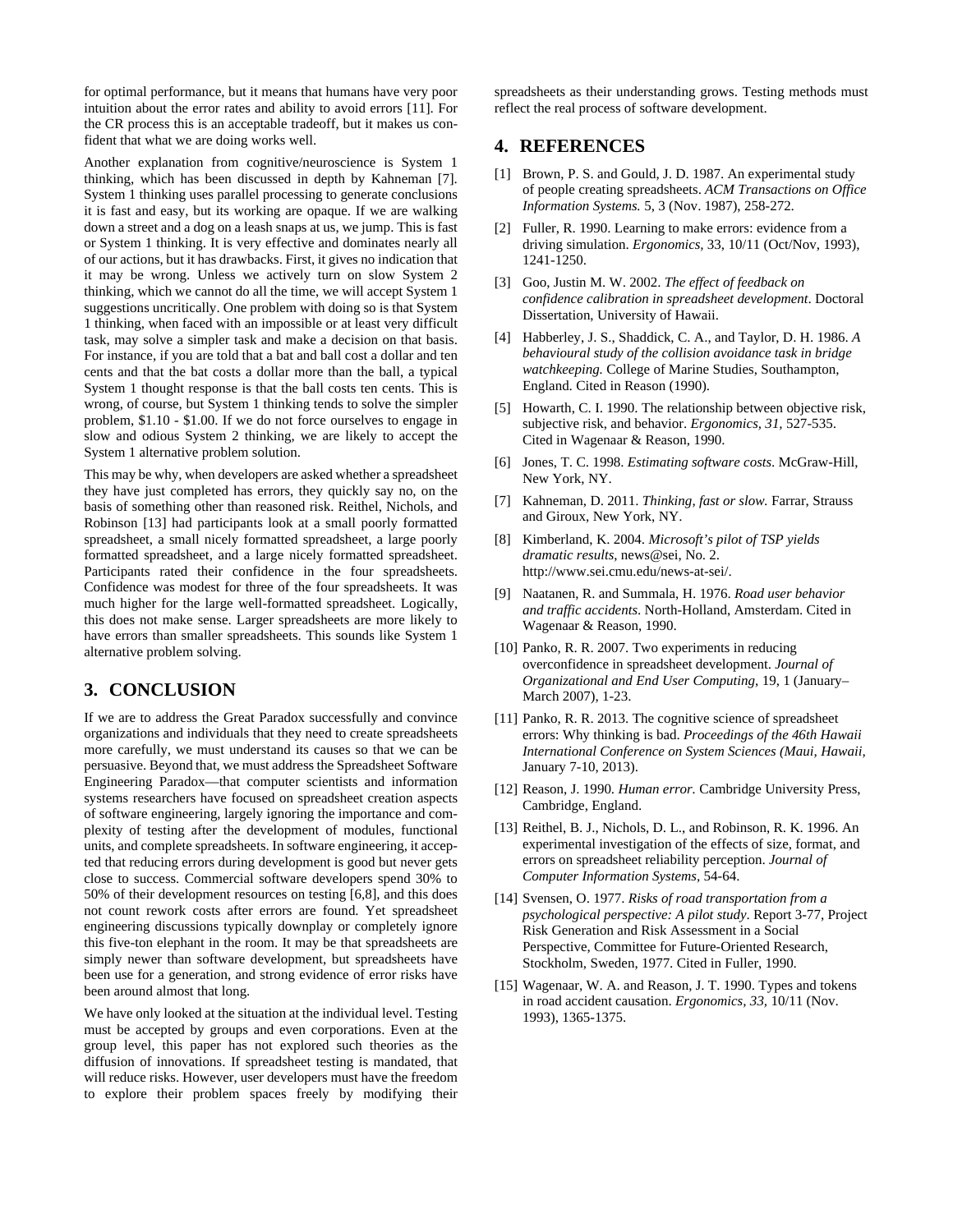for optimal performance, but it means that humans have very poor intuition about the error rates and ability to avoid errors [11]. For the CR process this is an acceptable tradeoff, but it makes us confident that what we are doing works well.

Another explanation from cognitive/neuroscience is System 1 thinking, which has been discussed in depth by Kahneman [7]. System 1 thinking uses parallel processing to generate conclusions it is fast and easy, but its working are opaque. If we are walking down a street and a dog on a leash snaps at us, we jump. This is fast or System 1 thinking. It is very effective and dominates nearly all of our actions, but it has drawbacks. First, it gives no indication that it may be wrong. Unless we actively turn on slow System 2 thinking, which we cannot do all the time, we will accept System 1 suggestions uncritically. One problem with doing so is that System 1 thinking, when faced with an impossible or at least very difficult task, may solve a simpler task and make a decision on that basis. For instance, if you are told that a bat and ball cost a dollar and ten cents and that the bat costs a dollar more than the ball, a typical System 1 thought response is that the ball costs ten cents. This is wrong, of course, but System 1 thinking tends to solve the simpler problem, $1.10 - $1.00. If we do not force ourselves to engage in slow and odious System 2 thinking, we are likely to accept the System 1 alternative problem solution.

This may be why, when developers are asked whether a spreadsheet they have just completed has errors, they quickly say no, on the basis of something other than reasoned risk. Reithel, Nichols, and Robinson [13] had participants look at a small poorly formatted spreadsheet, a small nicely formatted spreadsheet, a large poorly formatted spreadsheet, and a large nicely formatted spreadsheet. Participants rated their confidence in the four spreadsheets. Confidence was modest for three of the four spreadsheets. It was much higher for the large well-formatted spreadsheet. Logically, this does not make sense. Larger spreadsheets are more likely to have errors than smaller spreadsheets. This sounds like System 1 alternative problem solving.

## 3. CONCLUSION

If we are to address the Great Paradox successfully and convince organizations and individuals that they need to create spreadsheets more carefully, we must understand its causes so that we can be persuasive. Beyond that, we must address the Spreadsheet Software Engineering Paradox—that computer scientists and information systems researchers have focused on spreadsheet creation aspects of software engineering, largely ignoring the importance and complexity of testing after the development of modules, functional units, and complete spreadsheets. In software engineering, it accepted that reducing errors during development is good but never gets close to success. Commercial software developers spend 30% to 50% of their development resources on testing [6,8], and this does not count rework costs after errors are found. Yet spreadsheet engineering discussions typically downplay or completely ignore this five-ton elephant in the room. It may be that spreadsheets are simply newer than software development, but spreadsheets have been use for a generation, and strong evidence of error risks have been around almost that long.

We have only looked at the situation at the individual level. Testing must be accepted by groups and even corporations. Even at the group level, this paper has not explored such theories as the diffusion of innovations. If spreadsheet testing is mandated, that will reduce risks. However, user developers must have the freedom to explore their problem spaces freely by modifying their spreadsheets as their understanding grows. Testing methods must reflect the real process of software development.

## 4. REFERENCES

[1] Brown, P. S. and Gould, J. D. 1987. An experimental study of people creating spreadsheets. *ACM Transactions on Office Information Systems.* 5, 3 (Nov. 1987), 258-272.

[2] Fuller, R. 1990. Learning to make errors: evidence from a driving simulation. *Ergonomics*, 33, 10/11 (Oct/Nov, 1993), 1241-1250.

[3] Goo, Justin M. W. 2002. *The effect of feedback on confidence calibration in spreadsheet development*. Doctoral Dissertation, University of Hawaii.

[4] Habberley, J. S., Shaddick, C. A., and Taylor, D. H. 1986. *A behavioural study of the collision avoidance task in bridge watchkeeping.* College of Marine Studies, Southampton, England. Cited in Reason (1990).

[5] Howarth, C. I. 1990. The relationship between objective risk, subjective risk, and behavior. *Ergonomics, 31*, 527-535. Cited in Wagenaar & Reason, 1990.

[6] Jones, T. C. 1998. *Estimating software costs*. McGraw-Hill, New York, NY.

[7] Kahneman, D. 2011. *Thinking, fast or slow.* Farrar, Strauss and Giroux, New York, NY.

[8] Kimberland, K. 2004. *Microsoft's pilot of TSP yields dramatic results*, news@sei, No. 2. http://www.sei.cmu.edu/news-at-sei/.

[9] Naatanen, R. and Summala, H. 1976. *Road user behavior and traffic accidents*. North-Holland, Amsterdam. Cited in Wagenaar & Reason, 1990.

[10] Panko, R. R. 2007. Two experiments in reducing overconfidence in spreadsheet development. *Journal of Organizational and End User Computing*, 19, 1 (January–March 2007), 1-23.

[11] Panko, R. R. 2013. The cognitive science of spreadsheet errors: Why thinking is bad. *Proceedings of the 46th Hawaii International Conference on System Sciences (Maui, Hawaii,* January 7-10, 2013).

[12] Reason, J. 1990. *Human error.* Cambridge University Press, Cambridge, England.

[13] Reithel, B. J., Nichols, D. L., and Robinson, R. K. 1996. An experimental investigation of the effects of size, format, and errors on spreadsheet reliability perception. *Journal of Computer Information Systems*, 54-64.

[14] Svensen, O. 1977. *Risks of road transportation from a psychological perspective: A pilot study*. Report 3-77, Project Risk Generation and Risk Assessment in a Social Perspective, Committee for Future-Oriented Research, Stockholm, Sweden, 1977. Cited in Fuller, 1990.

[15] Wagenaar, W. A. and Reason, J. T. 1990. Types and tokens in road accident causation. *Ergonomics, 33*, 10/11 (Nov. 1993), 1365-1375.